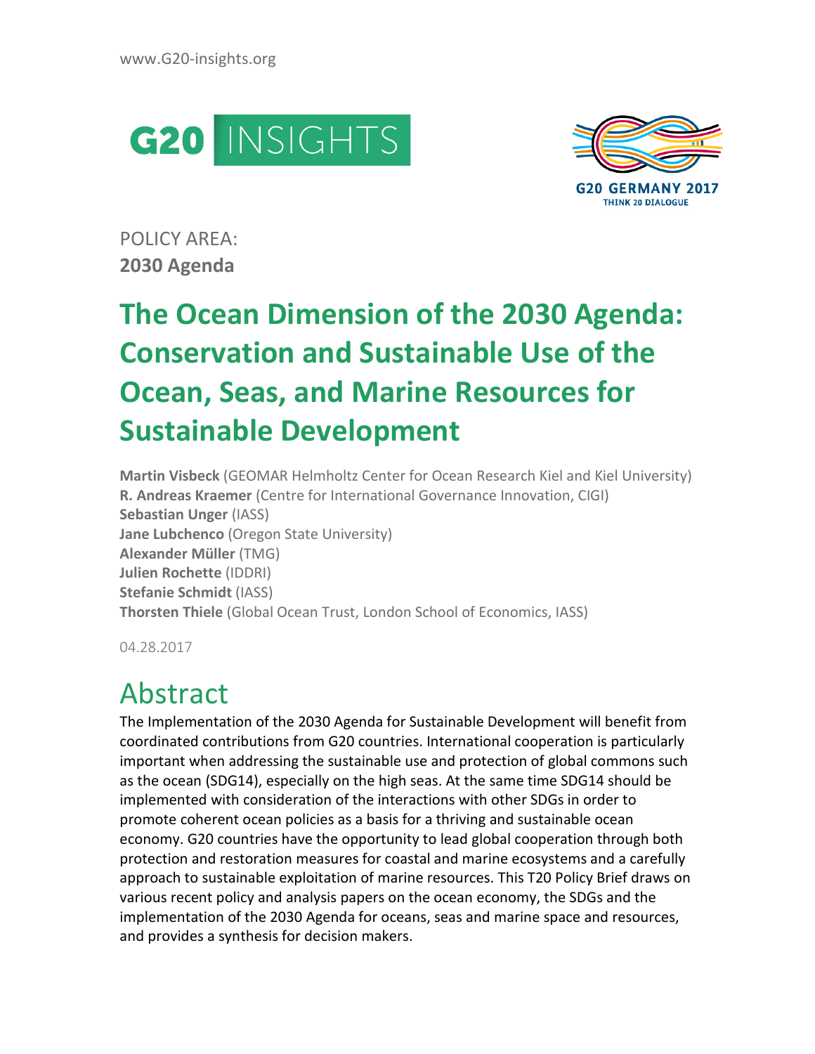www.G20-insights.org

G20 INSIGHTS

G20 GERMANY 2017
THINK 20 DIALOGUE

POLICY AREA:
**2030 Agenda**

# The Ocean Dimension of the 2030 Agenda: Conservation and Sustainable Use of the Ocean, Seas, and Marine Resources for Sustainable Development

**Martin Visbeck** (GEOMAR Helmholtz Center for Ocean Research Kiel and Kiel University)
**R. Andreas Kraemer** (Centre for International Governance Innovation, CIGI)
**Sebastian Unger** (IASS)
**Jane Lubchenco** (Oregon State University)
**Alexander Müller** (TMG)
**Julien Rochette** (IDDRI)
**Stefanie Schmidt** (IASS)
**Thorsten Thiele** (Global Ocean Trust, London School of Economics, IASS)

04.28.2017

## Abstract

The Implementation of the 2030 Agenda for Sustainable Development will benefit from coordinated contributions from G20 countries. International cooperation is particularly important when addressing the sustainable use and protection of global commons such as the ocean (SDG14), especially on the high seas. At the same time SDG14 should be implemented with consideration of the interactions with other SDGs in order to promote coherent ocean policies as a basis for a thriving and sustainable ocean economy. G20 countries have the opportunity to lead global cooperation through both protection and restoration measures for coastal and marine ecosystems and a carefully approach to sustainable exploitation of marine resources. This T20 Policy Brief draws on various recent policy and analysis papers on the ocean economy, the SDGs and the implementation of the 2030 Agenda for oceans, seas and marine space and resources, and provides a synthesis for decision makers.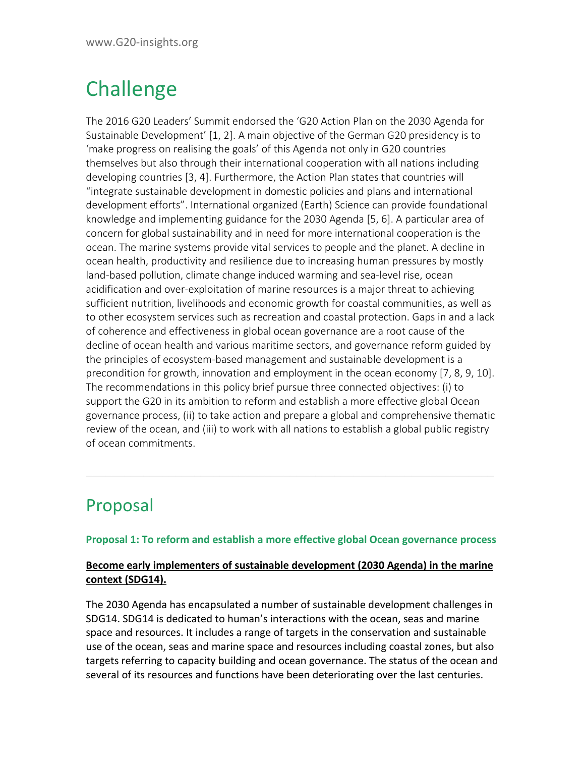## Challenge

The 2016 G20 Leaders' Summit endorsed the 'G20 Action Plan on the 2030 Agenda for Sustainable Development' [1, 2]. A main objective of the German G20 presidency is to 'make progress on realising the goals' of this Agenda not only in G20 countries themselves but also through their international cooperation with all nations including developing countries [3, 4]. Furthermore, the Action Plan states that countries will "integrate sustainable development in domestic policies and plans and international development efforts". International organized (Earth) Science can provide foundational knowledge and implementing guidance for the 2030 Agenda [5, 6]. A particular area of concern for global sustainability and in need for more international cooperation is the ocean. The marine systems provide vital services to people and the planet. A decline in ocean health, productivity and resilience due to increasing human pressures by mostly land-based pollution, climate change induced warming and sea-level rise, ocean acidification and over-exploitation of marine resources is a major threat to achieving sufficient nutrition, livelihoods and economic growth for coastal communities, as well as to other ecosystem services such as recreation and coastal protection. Gaps in and a lack of coherence and effectiveness in global ocean governance are a root cause of the decline of ocean health and various maritime sectors, and governance reform guided by the principles of ecosystem-based management and sustainable development is a precondition for growth, innovation and employment in the ocean economy [7, 8, 9, 10]. The recommendations in this policy brief pursue three connected objectives: (i) to support the G20 in its ambition to reform and establish a more effective global Ocean governance process, (ii) to take action and prepare a global and comprehensive thematic review of the ocean, and (iii) to work with all nations to establish a global public registry of ocean commitments.

---

## Proposal

### Proposal 1: To reform and establish a more effective global Ocean governance process

**Become early implementers of sustainable development (2030 Agenda) in the marine context (SDG14).**

The 2030 Agenda has encapsulated a number of sustainable development challenges in SDG14. SDG14 is dedicated to human's interactions with the ocean, seas and marine space and resources. It includes a range of targets in the conservation and sustainable use of the ocean, seas and marine space and resources including coastal zones, but also targets referring to capacity building and ocean governance. The status of the ocean and several of its resources and functions have been deteriorating over the last centuries.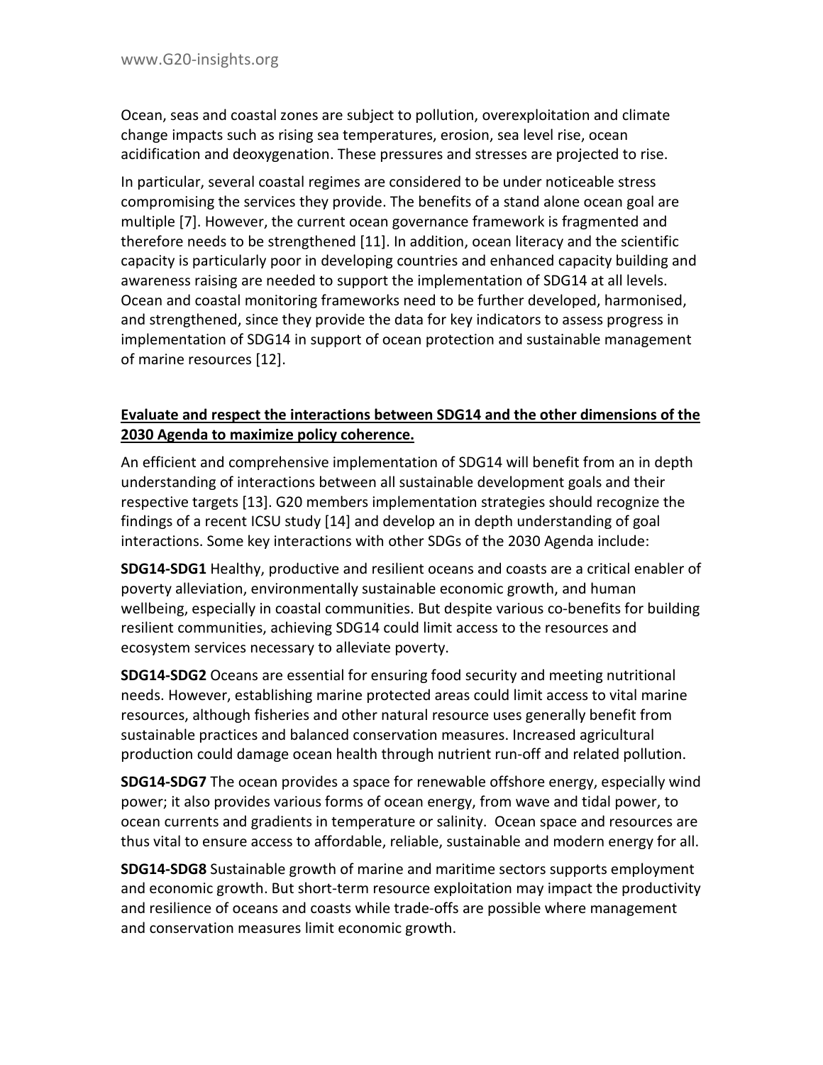Ocean, seas and coastal zones are subject to pollution, overexploitation and climate change impacts such as rising sea temperatures, erosion, sea level rise, ocean acidification and deoxygenation. These pressures and stresses are projected to rise.

In particular, several coastal regimes are considered to be under noticeable stress compromising the services they provide. The benefits of a stand alone ocean goal are multiple [7]. However, the current ocean governance framework is fragmented and therefore needs to be strengthened [11]. In addition, ocean literacy and the scientific capacity is particularly poor in developing countries and enhanced capacity building and awareness raising are needed to support the implementation of SDG14 at all levels. Ocean and coastal monitoring frameworks need to be further developed, harmonised, and strengthened, since they provide the data for key indicators to assess progress in implementation of SDG14 in support of ocean protection and sustainable management of marine resources [12].

**Evaluate and respect the interactions between SDG14 and the other dimensions of the 2030 Agenda to maximize policy coherence.**

An efficient and comprehensive implementation of SDG14 will benefit from an in depth understanding of interactions between all sustainable development goals and their respective targets [13]. G20 members implementation strategies should recognize the findings of a recent ICSU study [14] and develop an in depth understanding of goal interactions. Some key interactions with other SDGs of the 2030 Agenda include:

**SDG14-SDG1** Healthy, productive and resilient oceans and coasts are a critical enabler of poverty alleviation, environmentally sustainable economic growth, and human wellbeing, especially in coastal communities. But despite various co-benefits for building resilient communities, achieving SDG14 could limit access to the resources and ecosystem services necessary to alleviate poverty.

**SDG14-SDG2** Oceans are essential for ensuring food security and meeting nutritional needs. However, establishing marine protected areas could limit access to vital marine resources, although fisheries and other natural resource uses generally benefit from sustainable practices and balanced conservation measures. Increased agricultural production could damage ocean health through nutrient run-off and related pollution.

**SDG14-SDG7** The ocean provides a space for renewable offshore energy, especially wind power; it also provides various forms of ocean energy, from wave and tidal power, to ocean currents and gradients in temperature or salinity. Ocean space and resources are thus vital to ensure access to affordable, reliable, sustainable and modern energy for all.

**SDG14-SDG8** Sustainable growth of marine and maritime sectors supports employment and economic growth. But short-term resource exploitation may impact the productivity and resilience of oceans and coasts while trade-offs are possible where management and conservation measures limit economic growth.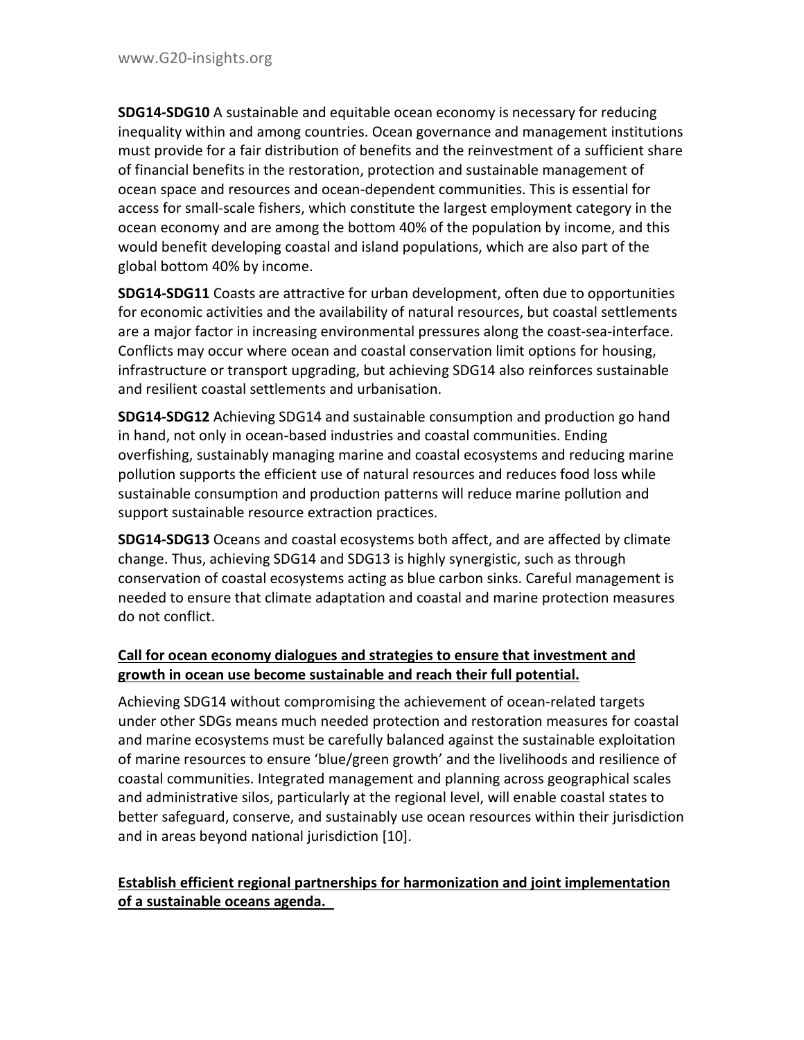**SDG14-SDG10** A sustainable and equitable ocean economy is necessary for reducing inequality within and among countries. Ocean governance and management institutions must provide for a fair distribution of benefits and the reinvestment of a sufficient share of financial benefits in the restoration, protection and sustainable management of ocean space and resources and ocean-dependent communities. This is essential for access for small-scale fishers, which constitute the largest employment category in the ocean economy and are among the bottom 40% of the population by income, and this would benefit developing coastal and island populations, which are also part of the global bottom 40% by income.

**SDG14-SDG11** Coasts are attractive for urban development, often due to opportunities for economic activities and the availability of natural resources, but coastal settlements are a major factor in increasing environmental pressures along the coast-sea-interface. Conflicts may occur where ocean and coastal conservation limit options for housing, infrastructure or transport upgrading, but achieving SDG14 also reinforces sustainable and resilient coastal settlements and urbanisation.

**SDG14-SDG12** Achieving SDG14 and sustainable consumption and production go hand in hand, not only in ocean-based industries and coastal communities. Ending overfishing, sustainably managing marine and coastal ecosystems and reducing marine pollution supports the efficient use of natural resources and reduces food loss while sustainable consumption and production patterns will reduce marine pollution and support sustainable resource extraction practices.

**SDG14-SDG13** Oceans and coastal ecosystems both affect, and are affected by climate change. Thus, achieving SDG14 and SDG13 is highly synergistic, such as through conservation of coastal ecosystems acting as blue carbon sinks. Careful management is needed to ensure that climate adaptation and coastal and marine protection measures do not conflict.

**Call for ocean economy dialogues and strategies to ensure that investment and growth in ocean use become sustainable and reach their full potential.**

Achieving SDG14 without compromising the achievement of ocean-related targets under other SDGs means much needed protection and restoration measures for coastal and marine ecosystems must be carefully balanced against the sustainable exploitation of marine resources to ensure 'blue/green growth' and the livelihoods and resilience of coastal communities. Integrated management and planning across geographical scales and administrative silos, particularly at the regional level, will enable coastal states to better safeguard, conserve, and sustainably use ocean resources within their jurisdiction and in areas beyond national jurisdiction [10].

**Establish efficient regional partnerships for harmonization and joint implementation of a sustainable oceans agenda.**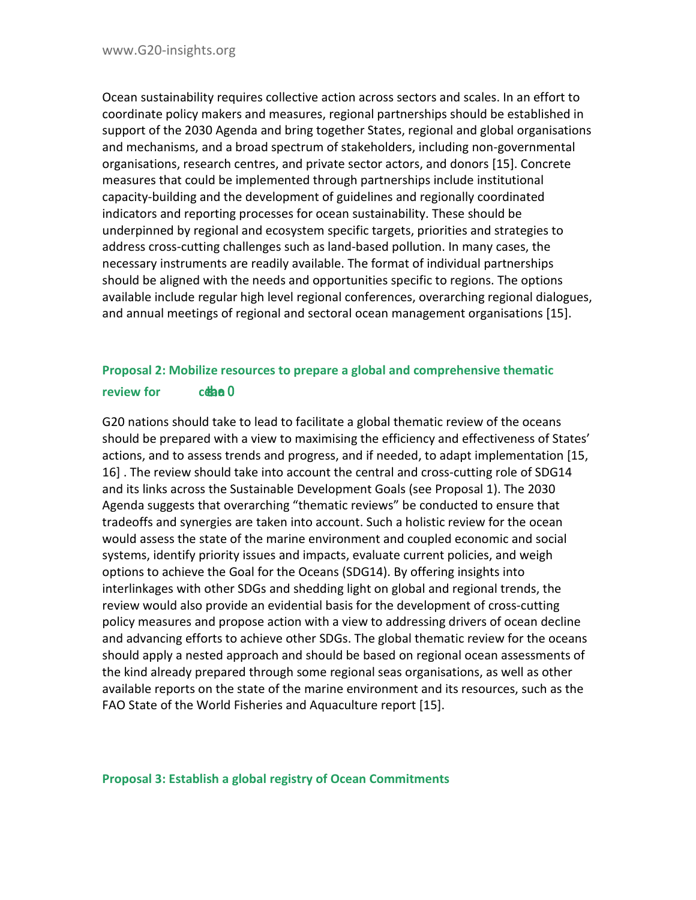Ocean sustainability requires collective action across sectors and scales. In an effort to coordinate policy makers and measures, regional partnerships should be established in support of the 2030 Agenda and bring together States, regional and global organisations and mechanisms, and a broad spectrum of stakeholders, including non-governmental organisations, research centres, and private sector actors, and donors [15]. Concrete measures that could be implemented through partnerships include institutional capacity-building and the development of guidelines and regionally coordinated indicators and reporting processes for ocean sustainability. These should be underpinned by regional and ecosystem specific targets, priorities and strategies to address cross-cutting challenges such as land-based pollution. In many cases, the necessary instruments are readily available. The format of individual partnerships should be aligned with the needs and opportunities specific to regions. The options available include regular high level regional conferences, overarching regional dialogues, and annual meetings of regional and sectoral ocean management organisations [15].

### Proposal 2: Mobilize resources to prepare a global and comprehensive thematic review for the ocean

G20 nations should take to lead to facilitate a global thematic review of the oceans should be prepared with a view to maximising the efficiency and effectiveness of States' actions, and to assess trends and progress, and if needed, to adapt implementation [15, 16] . The review should take into account the central and cross-cutting role of SDG14 and its links across the Sustainable Development Goals (see Proposal 1). The 2030 Agenda suggests that overarching "thematic reviews" be conducted to ensure that tradeoffs and synergies are taken into account. Such a holistic review for the ocean would assess the state of the marine environment and coupled economic and social systems, identify priority issues and impacts, evaluate current policies, and weigh options to achieve the Goal for the Oceans (SDG14). By offering insights into interlinkages with other SDGs and shedding light on global and regional trends, the review would also provide an evidential basis for the development of cross-cutting policy measures and propose action with a view to addressing drivers of ocean decline and advancing efforts to achieve other SDGs. The global thematic review for the oceans should apply a nested approach and should be based on regional ocean assessments of the kind already prepared through some regional seas organisations, as well as other available reports on the state of the marine environment and its resources, such as the FAO State of the World Fisheries and Aquaculture report [15].

### Proposal 3: Establish a global registry of Ocean Commitments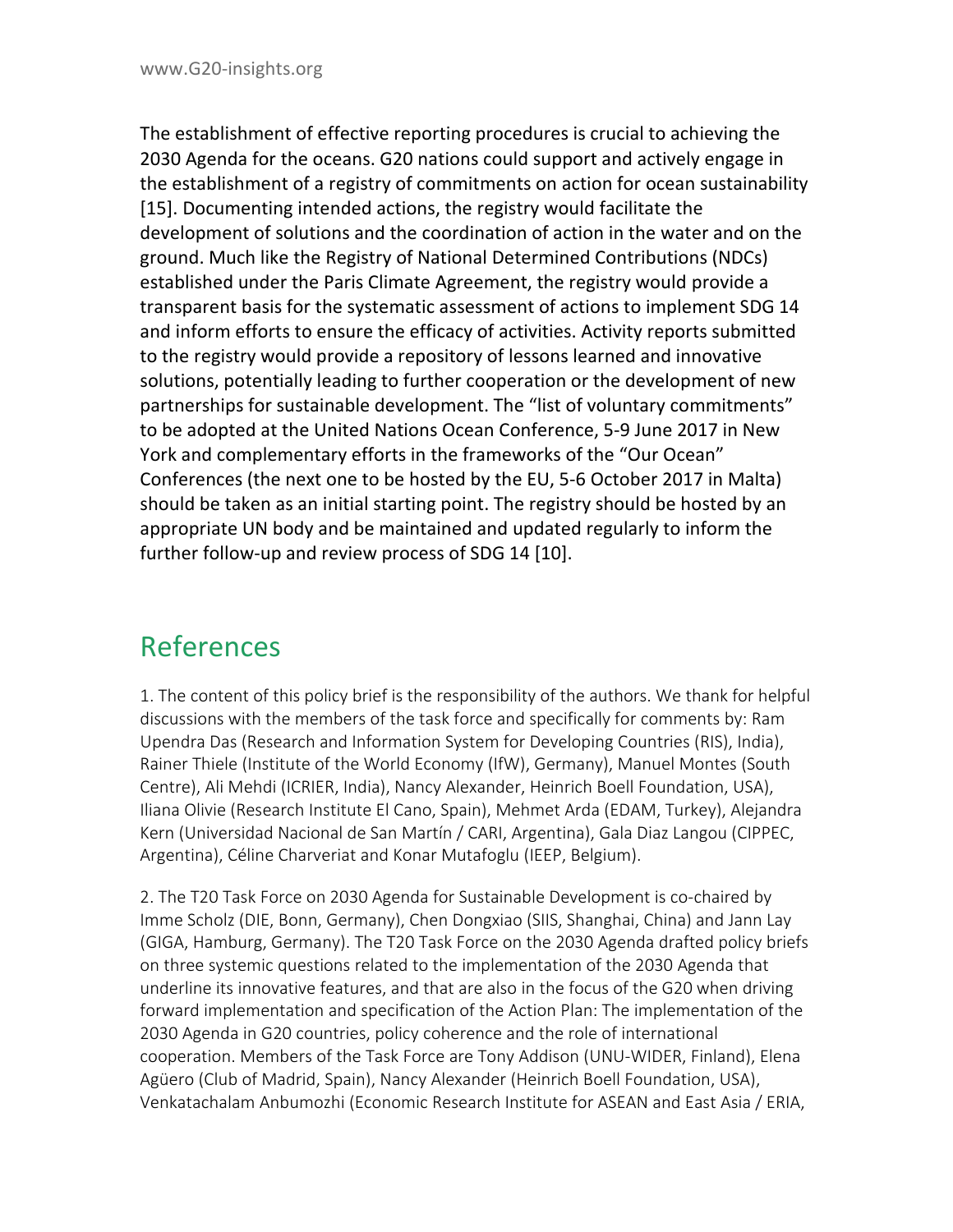The establishment of effective reporting procedures is crucial to achieving the 2030 Agenda for the oceans. G20 nations could support and actively engage in the establishment of a registry of commitments on action for ocean sustainability [15]. Documenting intended actions, the registry would facilitate the development of solutions and the coordination of action in the water and on the ground. Much like the Registry of National Determined Contributions (NDCs) established under the Paris Climate Agreement, the registry would provide a transparent basis for the systematic assessment of actions to implement SDG 14 and inform efforts to ensure the efficacy of activities. Activity reports submitted to the registry would provide a repository of lessons learned and innovative solutions, potentially leading to further cooperation or the development of new partnerships for sustainable development. The "list of voluntary commitments" to be adopted at the United Nations Ocean Conference, 5-9 June 2017 in New York and complementary efforts in the frameworks of the "Our Ocean" Conferences (the next one to be hosted by the EU, 5-6 October 2017 in Malta) should be taken as an initial starting point. The registry should be hosted by an appropriate UN body and be maintained and updated regularly to inform the further follow-up and review process of SDG 14 [10].

## References

1. The content of this policy brief is the responsibility of the authors. We thank for helpful discussions with the members of the task force and specifically for comments by: Ram Upendra Das (Research and Information System for Developing Countries (RIS), India), Rainer Thiele (Institute of the World Economy (IfW), Germany), Manuel Montes (South Centre), Ali Mehdi (ICRIER, India), Nancy Alexander, Heinrich Boell Foundation, USA), Iliana Olivie (Research Institute El Cano, Spain), Mehmet Arda (EDAM, Turkey), Alejandra Kern (Universidad Nacional de San Martín / CARI, Argentina), Gala Diaz Langou (CIPPEC, Argentina), Céline Charveriat and Konar Mutafoglu (IEEP, Belgium).

2. The T20 Task Force on 2030 Agenda for Sustainable Development is co-chaired by Imme Scholz (DIE, Bonn, Germany), Chen Dongxiao (SIIS, Shanghai, China) and Jann Lay (GIGA, Hamburg, Germany). The T20 Task Force on the 2030 Agenda drafted policy briefs on three systemic questions related to the implementation of the 2030 Agenda that underline its innovative features, and that are also in the focus of the G20 when driving forward implementation and specification of the Action Plan: The implementation of the 2030 Agenda in G20 countries, policy coherence and the role of international cooperation. Members of the Task Force are Tony Addison (UNU-WIDER, Finland), Elena Agüero (Club of Madrid, Spain), Nancy Alexander (Heinrich Boell Foundation, USA), Venkatachalam Anbumozhi (Economic Research Institute for ASEAN and East Asia / ERIA,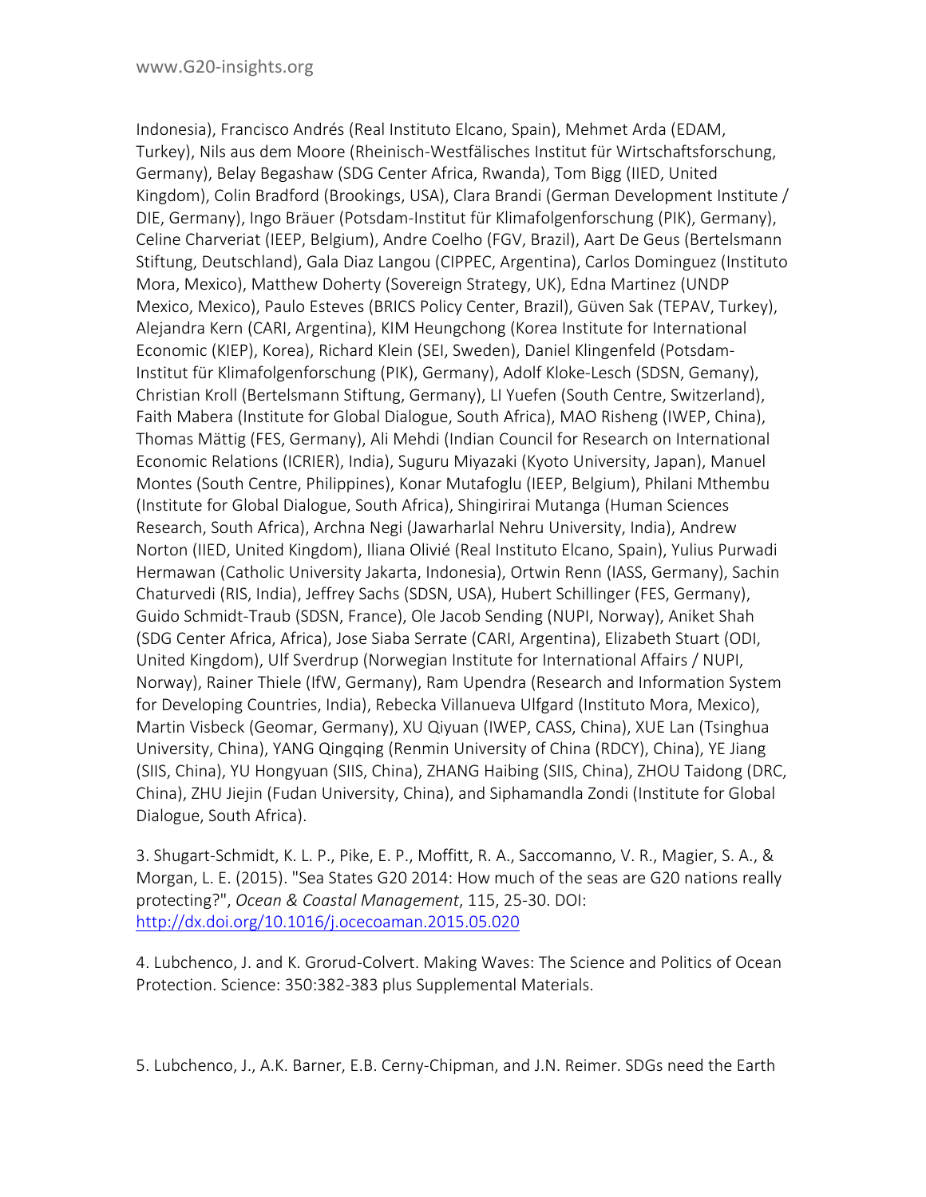Indonesia), Francisco Andrés (Real Instituto Elcano, Spain), Mehmet Arda (EDAM, Turkey), Nils aus dem Moore (Rheinisch-Westfälisches Institut für Wirtschaftsforschung, Germany), Belay Begashaw (SDG Center Africa, Rwanda), Tom Bigg (IIED, United Kingdom), Colin Bradford (Brookings, USA), Clara Brandi (German Development Institute / DIE, Germany), Ingo Bräuer (Potsdam-Institut für Klimafolgenforschung (PIK), Germany), Celine Charveriat (IEEP, Belgium), Andre Coelho (FGV, Brazil), Aart De Geus (Bertelsmann Stiftung, Deutschland), Gala Diaz Langou (CIPPEC, Argentina), Carlos Dominguez (Instituto Mora, Mexico), Matthew Doherty (Sovereign Strategy, UK), Edna Martinez (UNDP Mexico, Mexico), Paulo Esteves (BRICS Policy Center, Brazil), Güven Sak (TEPAV, Turkey), Alejandra Kern (CARI, Argentina), KIM Heungchong (Korea Institute for International Economic (KIEP), Korea), Richard Klein (SEI, Sweden), Daniel Klingenfeld (Potsdam-Institut für Klimafolgenforschung (PIK), Germany), Adolf Kloke-Lesch (SDSN, Gemany), Christian Kroll (Bertelsmann Stiftung, Germany), LI Yuefen (South Centre, Switzerland), Faith Mabera (Institute for Global Dialogue, South Africa), MAO Risheng (IWEP, China), Thomas Mättig (FES, Germany), Ali Mehdi (Indian Council for Research on International Economic Relations (ICRIER), India), Suguru Miyazaki (Kyoto University, Japan), Manuel Montes (South Centre, Philippines), Konar Mutafoglu (IEEP, Belgium), Philani Mthembu (Institute for Global Dialogue, South Africa), Shingirirai Mutanga (Human Sciences Research, South Africa), Archna Negi (Jawarharlal Nehru University, India), Andrew Norton (IIED, United Kingdom), Iliana Olivié (Real Instituto Elcano, Spain), Yulius Purwadi Hermawan (Catholic University Jakarta, Indonesia), Ortwin Renn (IASS, Germany), Sachin Chaturvedi (RIS, India), Jeffrey Sachs (SDSN, USA), Hubert Schillinger (FES, Germany), Guido Schmidt-Traub (SDSN, France), Ole Jacob Sending (NUPI, Norway), Aniket Shah (SDG Center Africa, Africa), Jose Siaba Serrate (CARI, Argentina), Elizabeth Stuart (ODI, United Kingdom), Ulf Sverdrup (Norwegian Institute for International Affairs / NUPI, Norway), Rainer Thiele (IfW, Germany), Ram Upendra (Research and Information System for Developing Countries, India), Rebecka Villanueva Ulfgard (Instituto Mora, Mexico), Martin Visbeck (Geomar, Germany), XU Qiyuan (IWEP, CASS, China), XUE Lan (Tsinghua University, China), YANG Qingqing (Renmin University of China (RDCY), China), YE Jiang (SIIS, China), YU Hongyuan (SIIS, China), ZHANG Haibing (SIIS, China), ZHOU Taidong (DRC, China), ZHU Jiejin (Fudan University, China), and Siphamandla Zondi (Institute for Global Dialogue, South Africa).

3. Shugart-Schmidt, K. L. P., Pike, E. P., Moffitt, R. A., Saccomanno, V. R., Magier, S. A., & Morgan, L. E. (2015). "Sea States G20 2014: How much of the seas are G20 nations really protecting?", *Ocean & Coastal Management*, 115, 25-30. DOI: http://dx.doi.org/10.1016/j.ocecoaman.2015.05.020

4. Lubchenco, J. and K. Grorud-Colvert. Making Waves: The Science and Politics of Ocean Protection. Science: 350:382-383 plus Supplemental Materials.

5. Lubchenco, J., A.K. Barner, E.B. Cerny-Chipman, and J.N. Reimer. SDGs need the Earth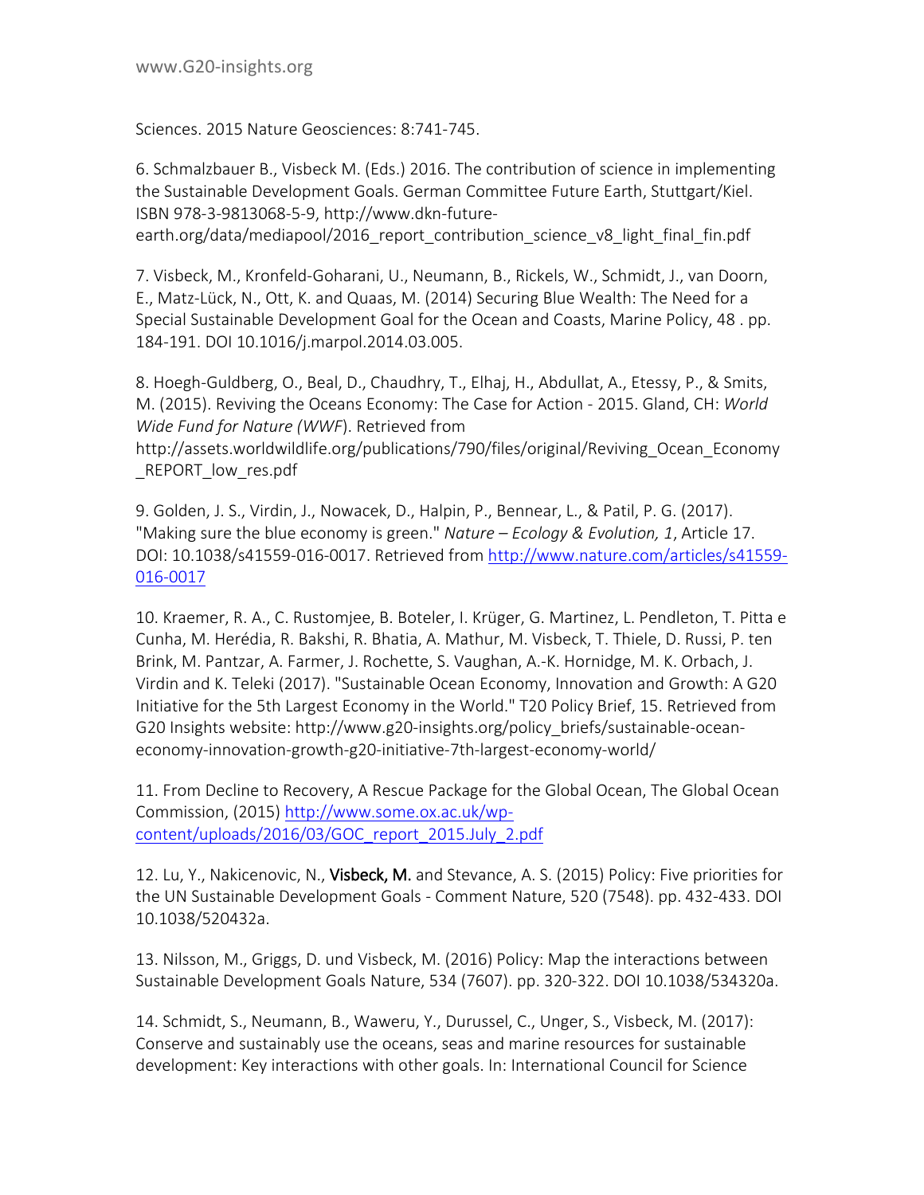Sciences. 2015 Nature Geosciences: 8:741-745.

6. Schmalzbauer B., Visbeck M. (Eds.) 2016. The contribution of science in implementing the Sustainable Development Goals. German Committee Future Earth, Stuttgart/Kiel. ISBN 978-3-9813068-5-9, http://www.dkn-future-earth.org/data/mediapool/2016_report_contribution_science_v8_light_final_fin.pdf

7. Visbeck, M., Kronfeld-Goharani, U., Neumann, B., Rickels, W., Schmidt, J., van Doorn, E., Matz-Lück, N., Ott, K. and Quaas, M. (2014) Securing Blue Wealth: The Need for a Special Sustainable Development Goal for the Ocean and Coasts, Marine Policy, 48 . pp. 184-191. DOI 10.1016/j.marpol.2014.03.005.

8. Hoegh-Guldberg, O., Beal, D., Chaudhry, T., Elhaj, H., Abdullat, A., Etessy, P., & Smits, M. (2015). Reviving the Oceans Economy: The Case for Action - 2015. Gland, CH: *World Wide Fund for Nature (WWF)*. Retrieved from http://assets.worldwildlife.org/publications/790/files/original/Reviving_Ocean_Economy_REPORT_low_res.pdf

9. Golden, J. S., Virdin, J., Nowacek, D., Halpin, P., Bennear, L., & Patil, P. G. (2017). "Making sure the blue economy is green." *Nature – Ecology & Evolution, 1*, Article 17. DOI: 10.1038/s41559-016-0017. Retrieved from http://www.nature.com/articles/s41559-016-0017

10. Kraemer, R. A., C. Rustomjee, B. Boteler, I. Krüger, G. Martinez, L. Pendleton, T. Pitta e Cunha, M. Herédia, R. Bakshi, R. Bhatia, A. Mathur, M. Visbeck, T. Thiele, D. Russi, P. ten Brink, M. Pantzar, A. Farmer, J. Rochette, S. Vaughan, A.-K. Hornidge, M. K. Orbach, J. Virdin and K. Teleki (2017). "Sustainable Ocean Economy, Innovation and Growth: A G20 Initiative for the 5th Largest Economy in the World." T20 Policy Brief, 15. Retrieved from G20 Insights website: http://www.g20-insights.org/policy_briefs/sustainable-ocean-economy-innovation-growth-g20-initiative-7th-largest-economy-world/

11. From Decline to Recovery, A Rescue Package for the Global Ocean, The Global Ocean Commission, (2015) http://www.some.ox.ac.uk/wp-content/uploads/2016/03/GOC_report_2015.July_2.pdf

12. Lu, Y., Nakicenovic, N., **Visbeck, M.** and Stevance, A. S. (2015) Policy: Five priorities for the UN Sustainable Development Goals - Comment Nature, 520 (7548). pp. 432-433. DOI 10.1038/520432a.

13. Nilsson, M., Griggs, D. und Visbeck, M. (2016) Policy: Map the interactions between Sustainable Development Goals Nature, 534 (7607). pp. 320-322. DOI 10.1038/534320a.

14. Schmidt, S., Neumann, B., Waweru, Y., Durussel, C., Unger, S., Visbeck, M. (2017): Conserve and sustainably use the oceans, seas and marine resources for sustainable development: Key interactions with other goals. In: International Council for Science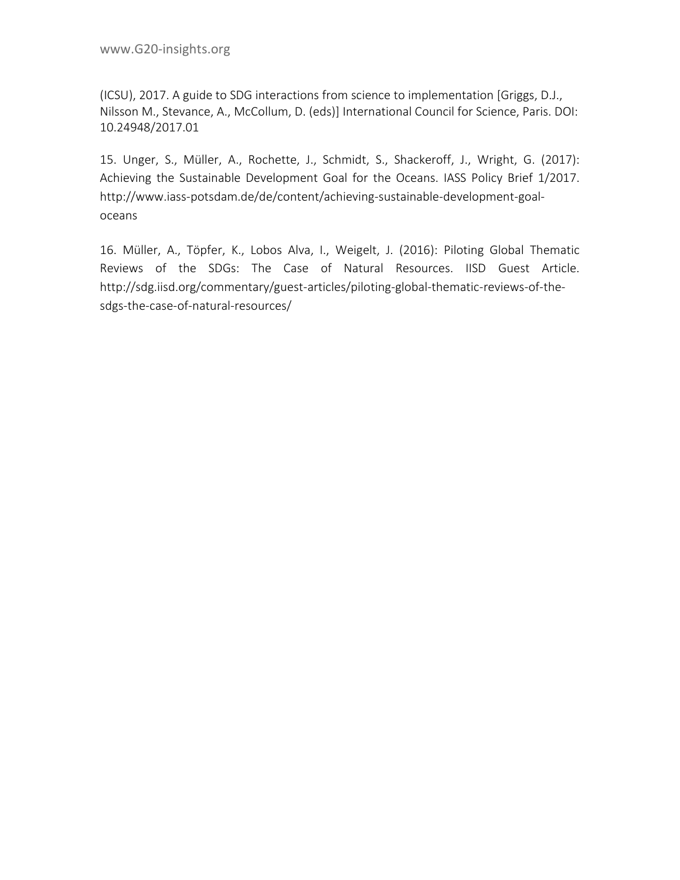(ICSU), 2017. A guide to SDG interactions from science to implementation [Griggs, D.J., Nilsson M., Stevance, A., McCollum, D. (eds)] International Council for Science, Paris. DOI: 10.24948/2017.01

15. Unger, S., Müller, A., Rochette, J., Schmidt, S., Shackeroff, J., Wright, G. (2017): Achieving the Sustainable Development Goal for the Oceans. IASS Policy Brief 1/2017. http://www.iass-potsdam.de/de/content/achieving-sustainable-development-goal-oceans

16. Müller, A., Töpfer, K., Lobos Alva, I., Weigelt, J. (2016): Piloting Global Thematic Reviews of the SDGs: The Case of Natural Resources. IISD Guest Article. http://sdg.iisd.org/commentary/guest-articles/piloting-global-thematic-reviews-of-the-sdgs-the-case-of-natural-resources/